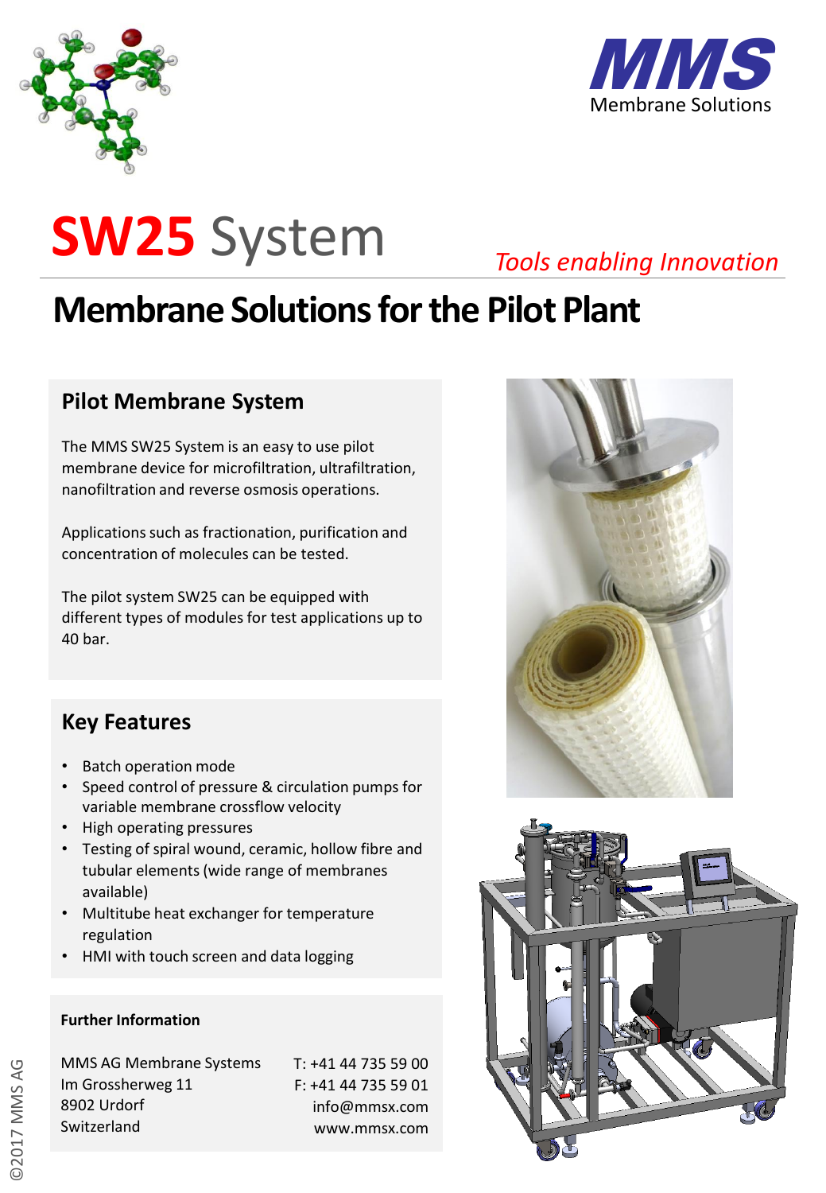MMS
Membrane Solutions

# **SW25** System

*Tools enabling Innovation*

## Membrane Solutions for the Pilot Plant

### Pilot Membrane System

The MMS SW25 System is an easy to use pilot membrane device for microfiltration, ultrafiltration, nanofiltration and reverse osmosis operations.

Applications such as fractionation, purification and concentration of molecules can be tested.

The pilot system SW25 can be equipped with different types of modules for test applications up to 40 bar.

### Key Features

- Batch operation mode
- Speed control of pressure & circulation pumps for variable membrane crossflow velocity
- High operating pressures
- Testing of spiral wound, ceramic, hollow fibre and tubular elements (wide range of membranes available)
- Multitube heat exchanger for temperature regulation
- HMI with touch screen and data logging

#### Further Information

MMS AG Membrane Systems
Im Grossherweg 11
8902 Urdorf
Switzerland

T: +41 44 735 59 00
F: +41 44 735 59 01
info@mmsx.com
www.mmsx.com

©2017 MMS AG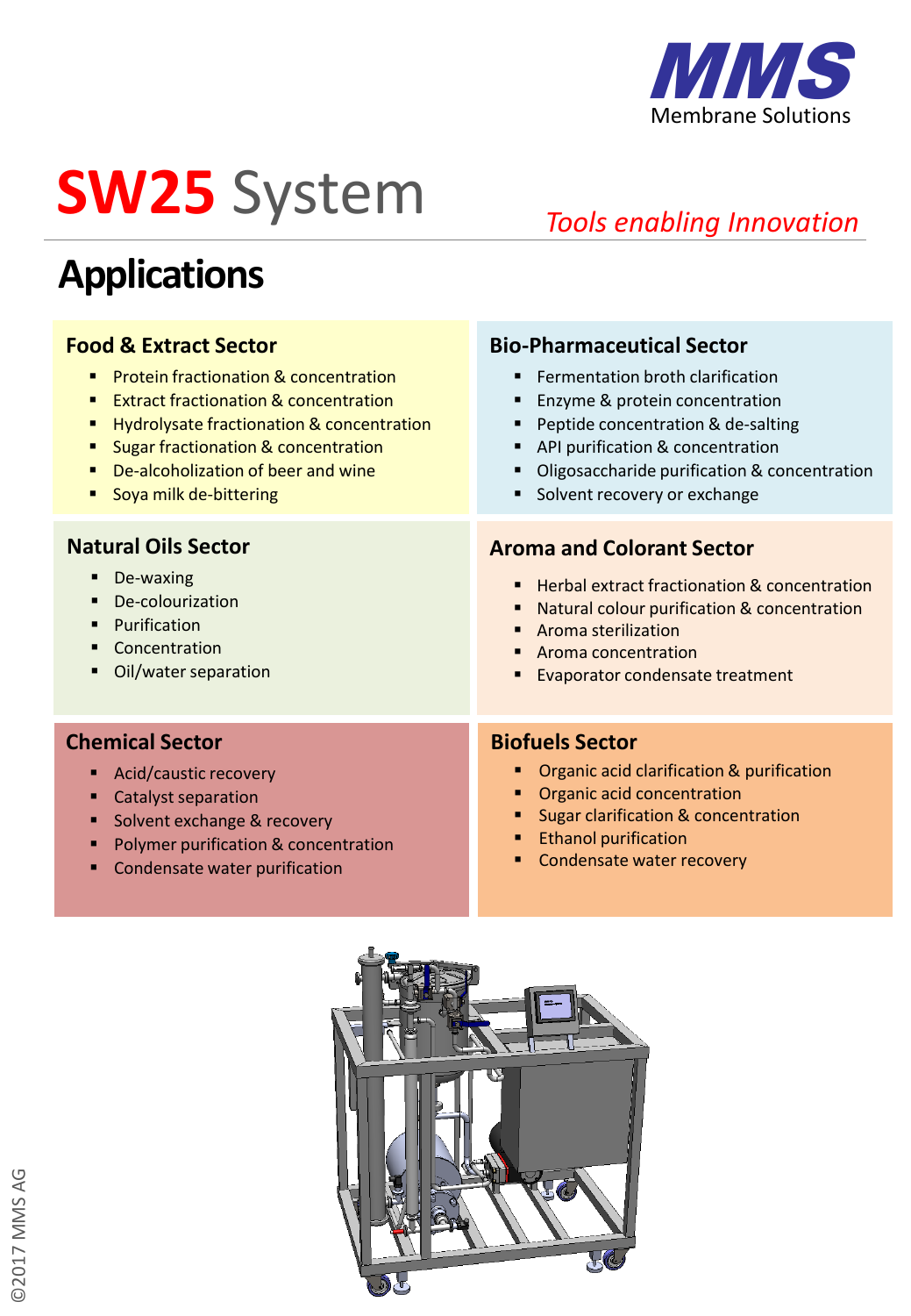MMS
Membrane Solutions

# SW25 System

*Tools enabling Innovation*

## Applications

### Food & Extract Sector

- Protein fractionation & concentration
- Extract fractionation & concentration
- Hydrolysate fractionation & concentration
- Sugar fractionation & concentration
- De-alcoholization of beer and wine
- Soya milk de-bittering

### Bio-Pharmaceutical Sector

- Fermentation broth clarification
- Enzyme & protein concentration
- Peptide concentration & de-salting
- API purification & concentration
- Oligosaccharide purification & concentration
- Solvent recovery or exchange

### Natural Oils Sector

- De-waxing
- De-colourization
- Purification
- Concentration
- Oil/water separation

### Aroma and Colorant Sector

- Herbal extract fractionation & concentration
- Natural colour purification & concentration
- Aroma sterilization
- Aroma concentration
- Evaporator condensate treatment

### Chemical Sector

- Acid/caustic recovery
- Catalyst separation
- Solvent exchange & recovery
- Polymer purification & concentration
- Condensate water purification

### Biofuels Sector

- Organic acid clarification & purification
- Organic acid concentration
- Sugar clarification & concentration
- Ethanol purification
- Condensate water recovery

©2017 MMS AG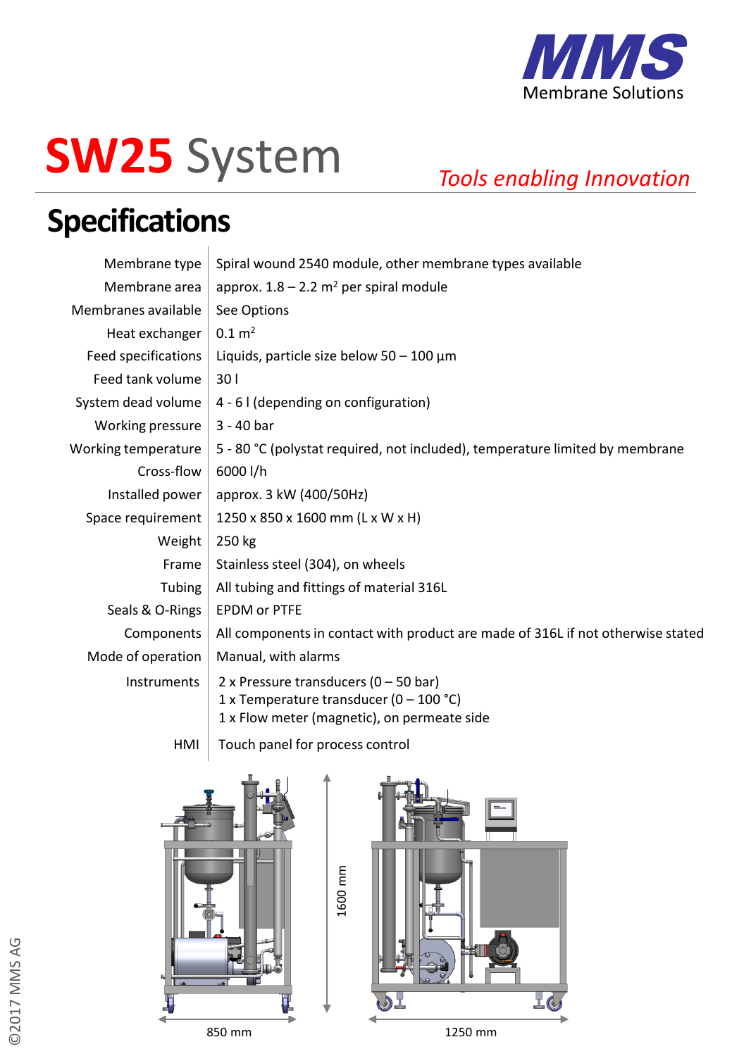MMS
Membrane Solutions

# SW25 System

*Tools enabling Innovation*

## Specifications

| | |
|---|---|
| Membrane type | Spiral wound 2540 module, other membrane types available |
| Membrane area | approx. 1.8 – 2.2 $m^2$ per spiral module |
| Membranes available | See Options |
| Heat exchanger | 0.1 $m^2$ |
| Feed specifications | Liquids, particle size below 50 – 100 µm |
| Feed tank volume | 30 l |
| System dead volume | 4 - 6 l (depending on configuration) |
| Working pressure | 3 - 40 bar |
| Working temperature | 5 - 80 °C (polystat required, not included), temperature limited by membrane |
| Cross-flow | 6000 l/h |
| Installed power | approx. 3 kW (400/50Hz) |
| Space requirement | 1250 x 850 x 1600 mm (L x W x H) |
| Weight | 250 kg |
| Frame | Stainless steel (304), on wheels |
| Tubing | All tubing and fittings of material 316L |
| Seals & O-Rings | EPDM or PTFE |
| Components | All components in contact with product are made of 316L if not otherwise stated |
| Mode of operation | Manual, with alarms |
| Instruments | 2 x Pressure transducers (0 – 50 bar)<br>1 x Temperature transducer (0 – 100 °C)<br>1 x Flow meter (magnetic), on permeate side |
| HMI | Touch panel for process control |

850 mm

1600 mm

1250 mm

©2017 MMS AG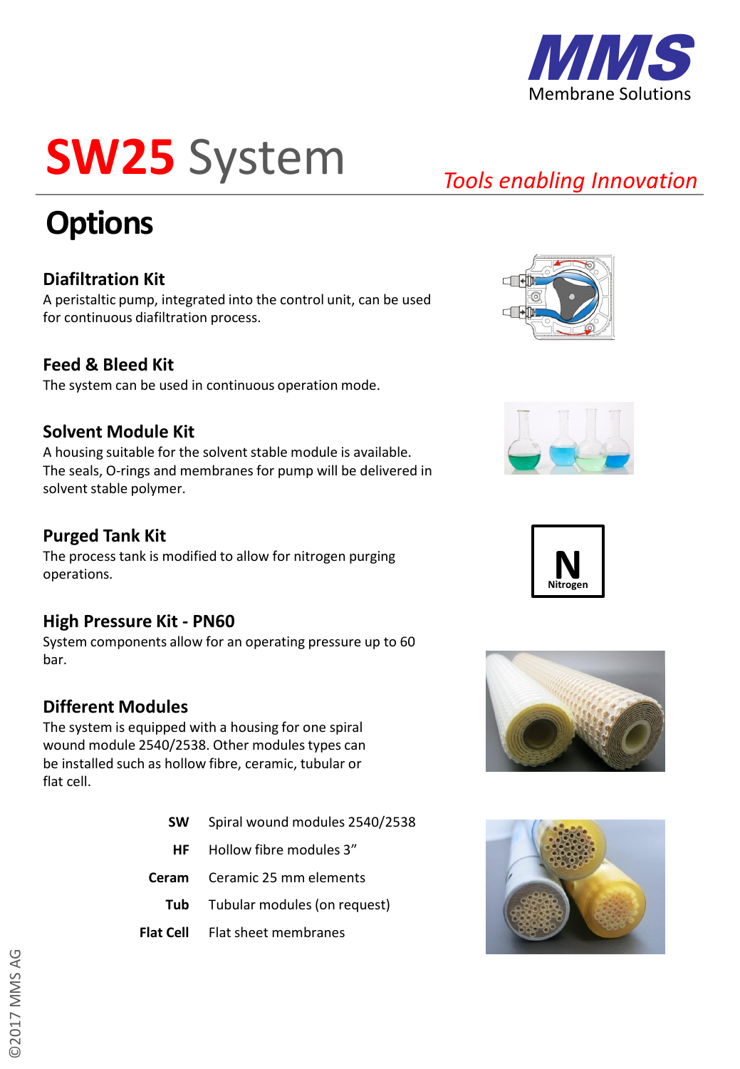MMS Membrane Solutions

# SW25 System

*Tools enabling Innovation*

## Options

### Diafiltration Kit

A peristaltic pump, integrated into the control unit, can be used for continuous diafiltration process.

### Feed & Bleed Kit

The system can be used in continuous operation mode.

### Solvent Module Kit

A housing suitable for the solvent stable module is available. The seals, O-rings and membranes for pump will be delivered in solvent stable polymer.

### Purged Tank Kit

The process tank is modified to allow for nitrogen purging operations.

### High Pressure Kit - PN60

System components allow for an operating pressure up to 60 bar.

### Different Modules

The system is equipped with a housing for one spiral wound module 2540/2538. Other modules types can be installed such as hollow fibre, ceramic, tubular or flat cell.

| | |
|---|---|
| **SW** | Spiral wound modules 2540/2538 |
| **HF** | Hollow fibre modules 3” |
| **Ceram** | Ceramic 25 mm elements |
| **Tub** | Tubular modules (on request) |
| **Flat Cell** | Flat sheet membranes |

©2017 MMS AG